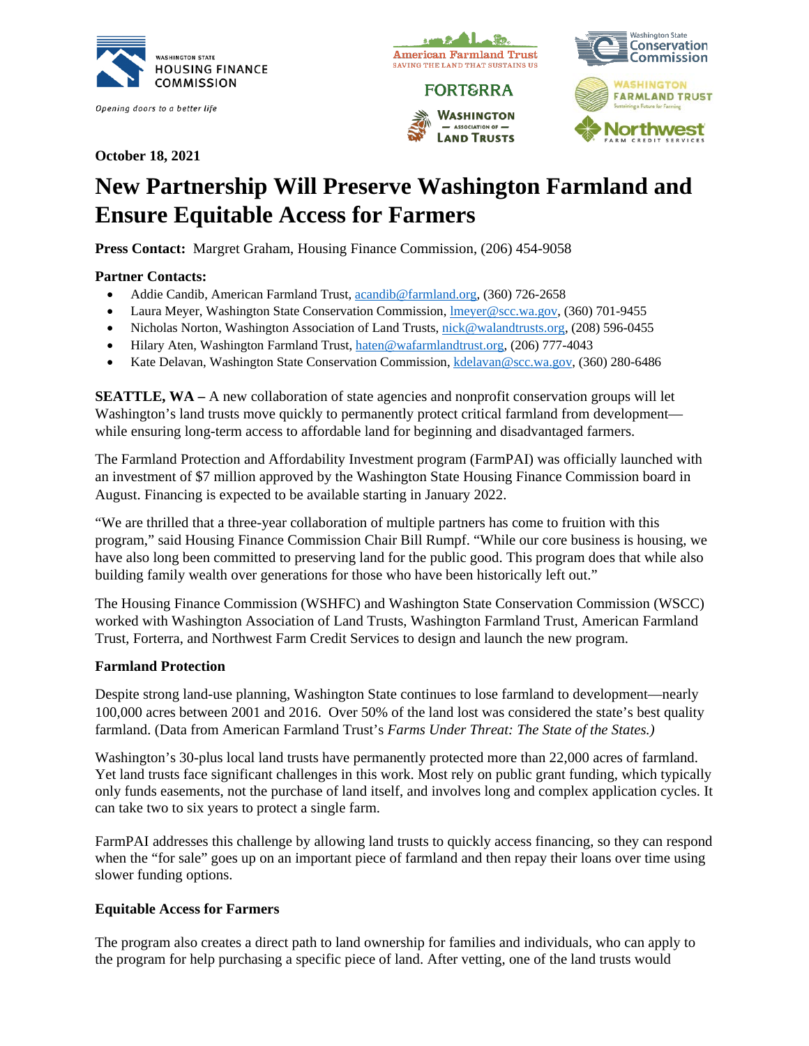**October 18, 2021**

# New Partnership Will Preserve Washington Farmland and Ensure Equitable Access for Farmers

**Press Contact:** Margret Graham, Housing Finance Commission, (206) 454-9058

**Partner Contacts:**

- Addie Candib, American Farmland Trust, acandib@farmland.org, (360) 726-2658
- Laura Meyer, Washington State Conservation Commission, lmeyer@scc.wa.gov, (360) 701-9455
- Nicholas Norton, Washington Association of Land Trusts, nick@walandtrusts.org, (208) 596-0455
- Hilary Aten, Washington Farmland Trust, haten@wafarmlandtrust.org, (206) 777-4043
- Kate Delavan, Washington State Conservation Commission, kdelavan@scc.wa.gov, (360) 280-6486

**SEATTLE, WA –** A new collaboration of state agencies and nonprofit conservation groups will let Washington's land trusts move quickly to permanently protect critical farmland from development—while ensuring long-term access to affordable land for beginning and disadvantaged farmers.

The Farmland Protection and Affordability Investment program (FarmPAI) was officially launched with an investment of $7 million approved by the Washington State Housing Finance Commission board in August. Financing is expected to be available starting in January 2022.

"We are thrilled that a three-year collaboration of multiple partners has come to fruition with this program," said Housing Finance Commission Chair Bill Rumpf. "While our core business is housing, we have also long been committed to preserving land for the public good. This program does that while also building family wealth over generations for those who have been historically left out."

The Housing Finance Commission (WSHFC) and Washington State Conservation Commission (WSCC) worked with Washington Association of Land Trusts, Washington Farmland Trust, American Farmland Trust, Forterra, and Northwest Farm Credit Services to design and launch the new program.

**Farmland Protection**

Despite strong land-use planning, Washington State continues to lose farmland to development—nearly 100,000 acres between 2001 and 2016. Over 50% of the land lost was considered the state's best quality farmland. (Data from American Farmland Trust's *Farms Under Threat: The State of the States.)*

Washington's 30-plus local land trusts have permanently protected more than 22,000 acres of farmland. Yet land trusts face significant challenges in this work. Most rely on public grant funding, which typically only funds easements, not the purchase of land itself, and involves long and complex application cycles. It can take two to six years to protect a single farm.

FarmPAI addresses this challenge by allowing land trusts to quickly access financing, so they can respond when the "for sale" goes up on an important piece of farmland and then repay their loans over time using slower funding options.

**Equitable Access for Farmers**

The program also creates a direct path to land ownership for families and individuals, who can apply to the program for help purchasing a specific piece of land. After vetting, one of the land trusts would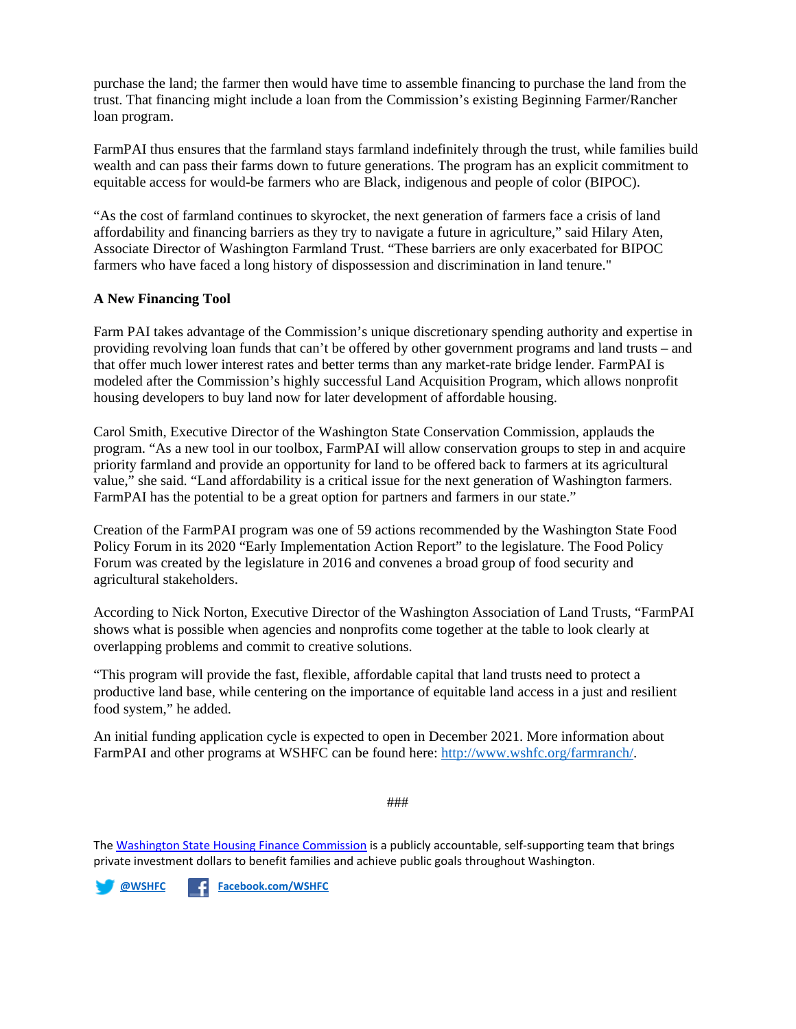purchase the land; the farmer then would have time to assemble financing to purchase the land from the trust. That financing might include a loan from the Commission's existing Beginning Farmer/Rancher loan program.

FarmPAI thus ensures that the farmland stays farmland indefinitely through the trust, while families build wealth and can pass their farms down to future generations. The program has an explicit commitment to equitable access for would-be farmers who are Black, indigenous and people of color (BIPOC).

"As the cost of farmland continues to skyrocket, the next generation of farmers face a crisis of land affordability and financing barriers as they try to navigate a future in agriculture," said Hilary Aten, Associate Director of Washington Farmland Trust. "These barriers are only exacerbated for BIPOC farmers who have faced a long history of dispossession and discrimination in land tenure."

**A New Financing Tool**

Farm PAI takes advantage of the Commission's unique discretionary spending authority and expertise in providing revolving loan funds that can't be offered by other government programs and land trusts – and that offer much lower interest rates and better terms than any market-rate bridge lender. FarmPAI is modeled after the Commission's highly successful Land Acquisition Program, which allows nonprofit housing developers to buy land now for later development of affordable housing.

Carol Smith, Executive Director of the Washington State Conservation Commission, applauds the program. "As a new tool in our toolbox, FarmPAI will allow conservation groups to step in and acquire priority farmland and provide an opportunity for land to be offered back to farmers at its agricultural value," she said. "Land affordability is a critical issue for the next generation of Washington farmers. FarmPAI has the potential to be a great option for partners and farmers in our state."

Creation of the FarmPAI program was one of 59 actions recommended by the Washington State Food Policy Forum in its 2020 "Early Implementation Action Report" to the legislature. The Food Policy Forum was created by the legislature in 2016 and convenes a broad group of food security and agricultural stakeholders.

According to Nick Norton, Executive Director of the Washington Association of Land Trusts, "FarmPAI shows what is possible when agencies and nonprofits come together at the table to look clearly at overlapping problems and commit to creative solutions.

"This program will provide the fast, flexible, affordable capital that land trusts need to protect a productive land base, while centering on the importance of equitable land access in a just and resilient food system," he added.

An initial funding application cycle is expected to open in December 2021. More information about FarmPAI and other programs at WSHFC can be found here: [http://www.wshfc.org/farmranch/](http://www.wshfc.org/farmranch/).

###

The [Washington State Housing Finance Commission](http://www.wshfc.org) is a publicly accountable, self-supporting team that brings private investment dollars to benefit families and achieve public goals throughout Washington.

@WSHFC    Facebook.com/WSHFC